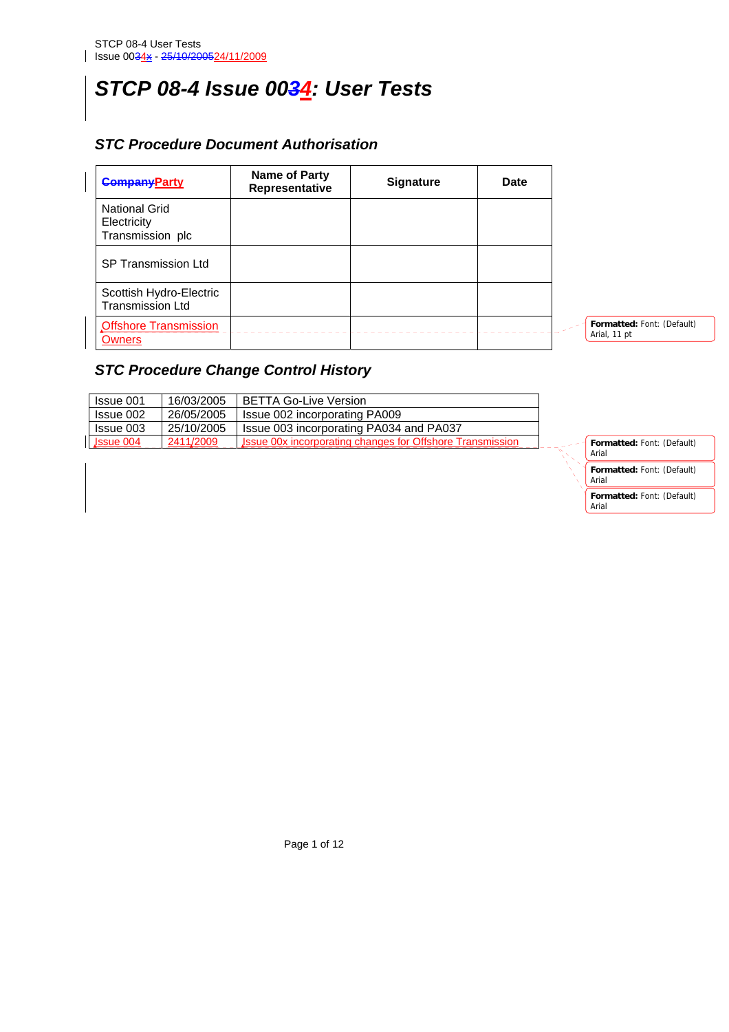# STCP 08-4 Issue 0034: User Tests

## STC Procedure Document Authorisation

| CompanyParty | Name of Party Representative | Signature | Date |
|---|---|---|---|
| National Grid Electricity Transmission plc | | | |
| SP Transmission Ltd | | | |
| Scottish Hydro-Electric Transmission Ltd | | | |
| Offshore Transmission Owners | | | |

## STC Procedure Change Control History

| | | |
|---|---|---|
| Issue 001 | 16/03/2005 | BETTA Go-Live Version |
| Issue 002 | 26/05/2005 | Issue 002 incorporating PA009 |
| Issue 003 | 25/10/2005 | Issue 003 incorporating PA034 and PA037 |
| Issue 004 | 2411/2009 | Issue 00x incorporating changes for Offshore Transmission |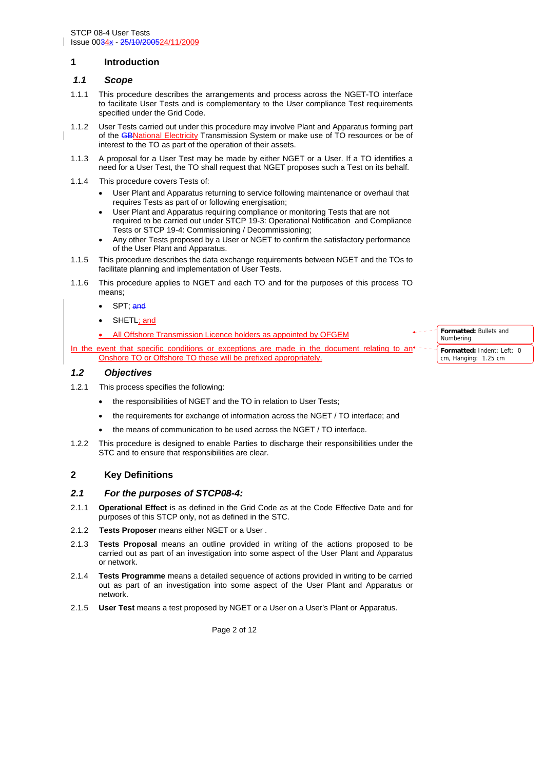# 1 Introduction

## 1.1 Scope

1.1.1 This procedure describes the arrangements and process across the NGET-TO interface to facilitate User Tests and is complementary to the User compliance Test requirements specified under the Grid Code.

1.1.2 User Tests carried out under this procedure may involve Plant and Apparatus forming part of the GBNational Electricity Transmission System or make use of TO resources or be of interest to the TO as part of the operation of their assets.

1.1.3 A proposal for a User Test may be made by either NGET or a User. If a TO identifies a need for a User Test, the TO shall request that NGET proposes such a Test on its behalf.

1.1.4 This procedure covers Tests of:

- User Plant and Apparatus returning to service following maintenance or overhaul that requires Tests as part of or following energisation;
- User Plant and Apparatus requiring compliance or monitoring Tests that are not required to be carried out under STCP 19-3: Operational Notification and Compliance Tests or STCP 19-4: Commissioning / Decommissioning;
- Any other Tests proposed by a User or NGET to confirm the satisfactory performance of the User Plant and Apparatus.

1.1.5 This procedure describes the data exchange requirements between NGET and the TOs to facilitate planning and implementation of User Tests.

1.1.6 This procedure applies to NGET and each TO and for the purposes of this process TO means;

- SPT; and
- SHETL; and
- All Offshore Transmission Licence holders as appointed by OFGEM

In the event that specific conditions or exceptions are made in the document relating to an Onshore TO or Offshore TO these will be prefixed appropriately.

## 1.2 Objectives

1.2.1 This process specifies the following:

- the responsibilities of NGET and the TO in relation to User Tests;
- the requirements for exchange of information across the NGET / TO interface; and
- the means of communication to be used across the NGET / TO interface.

1.2.2 This procedure is designed to enable Parties to discharge their responsibilities under the STC and to ensure that responsibilities are clear.

# 2 Key Definitions

## 2.1 For the purposes of STCP08-4:

2.1.1 **Operational Effect** is as defined in the Grid Code as at the Code Effective Date and for purposes of this STCP only, not as defined in the STC.

2.1.2 **Tests Proposer** means either NGET or a User .

2.1.3 **Tests Proposal** means an outline provided in writing of the actions proposed to be carried out as part of an investigation into some aspect of the User Plant and Apparatus or network.

2.1.4 **Tests Programme** means a detailed sequence of actions provided in writing to be carried out as part of an investigation into some aspect of the User Plant and Apparatus or network.

2.1.5 **User Test** means a test proposed by NGET or a User on a User's Plant or Apparatus.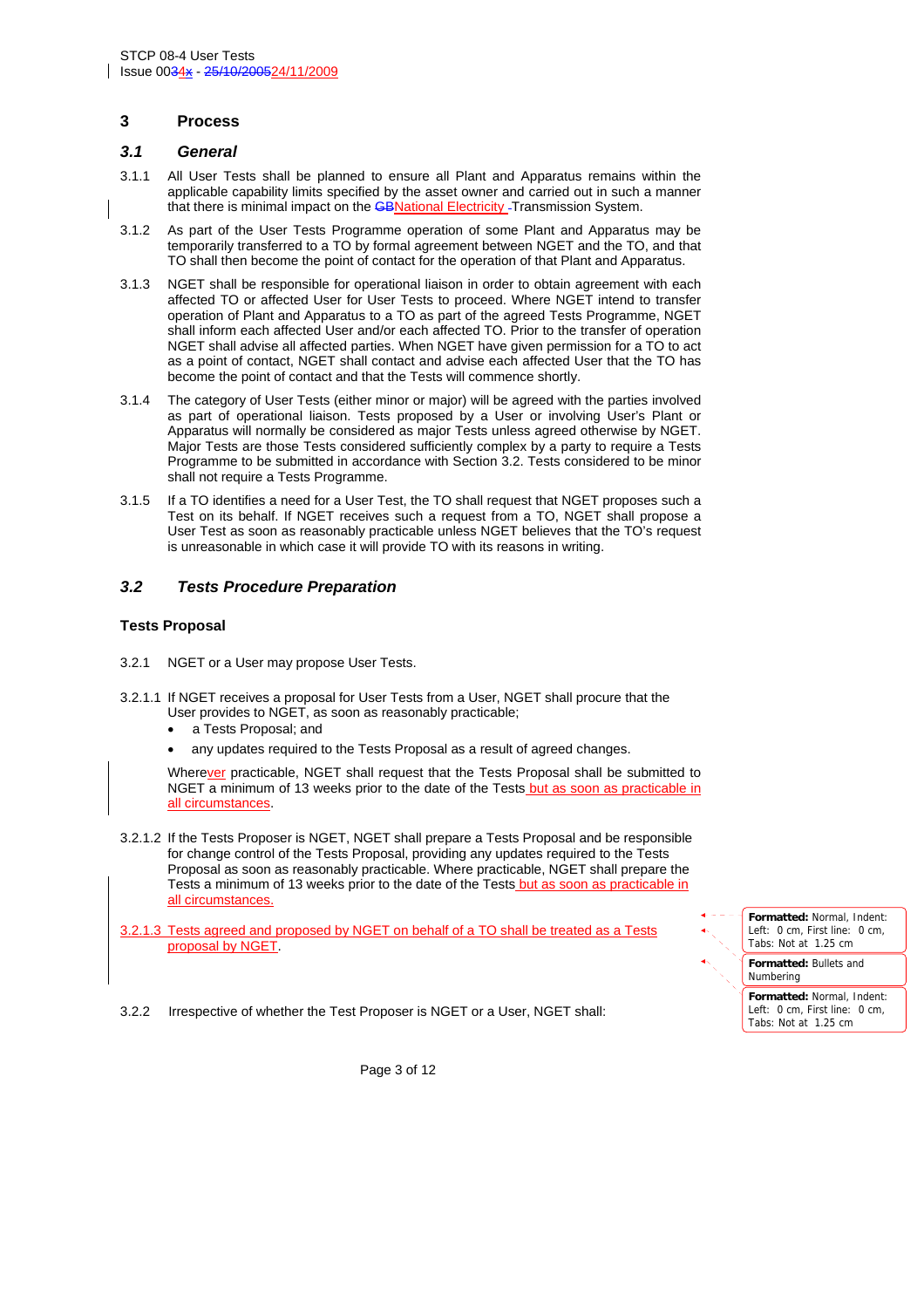# 3 Process

## *3.1 General*

3.1.1 All User Tests shall be planned to ensure all Plant and Apparatus remains within the applicable capability limits specified by the asset owner and carried out in such a manner that there is minimal impact on the National Electricity Transmission System.

3.1.2 As part of the User Tests Programme operation of some Plant and Apparatus may be temporarily transferred to a TO by formal agreement between NGET and the TO, and that TO shall then become the point of contact for the operation of that Plant and Apparatus.

3.1.3 NGET shall be responsible for operational liaison in order to obtain agreement with each affected TO or affected User for User Tests to proceed. Where NGET intend to transfer operation of Plant and Apparatus to a TO as part of the agreed Tests Programme, NGET shall inform each affected User and/or each affected TO. Prior to the transfer of operation NGET shall advise all affected parties. When NGET have given permission for a TO to act as a point of contact, NGET shall contact and advise each affected User that the TO has become the point of contact and that the Tests will commence shortly.

3.1.4 The category of User Tests (either minor or major) will be agreed with the parties involved as part of operational liaison. Tests proposed by a User or involving User's Plant or Apparatus will normally be considered as major Tests unless agreed otherwise by NGET. Major Tests are those Tests considered sufficiently complex by a party to require a Tests Programme to be submitted in accordance with Section 3.2. Tests considered to be minor shall not require a Tests Programme.

3.1.5 If a TO identifies a need for a User Test, the TO shall request that NGET proposes such a Test on its behalf. If NGET receives such a request from a TO, NGET shall propose a User Test as soon as reasonably practicable unless NGET believes that the TO's request is unreasonable in which case it will provide TO with its reasons in writing.

## *3.2 Tests Procedure Preparation*

### Tests Proposal

3.2.1 NGET or a User may propose User Tests.

3.2.1.1 If NGET receives a proposal for User Tests from a User, NGET shall procure that the User provides to NGET, as soon as reasonably practicable;

- a Tests Proposal; and
- any updates required to the Tests Proposal as a result of agreed changes.

Wherever practicable, NGET shall request that the Tests Proposal shall be submitted to NGET a minimum of 13 weeks prior to the date of the Tests but as soon as practicable in all circumstances.

3.2.1.2 If the Tests Proposer is NGET, NGET shall prepare a Tests Proposal and be responsible for change control of the Tests Proposal, providing any updates required to the Tests Proposal as soon as reasonably practicable. Where practicable, NGET shall prepare the Tests a minimum of 13 weeks prior to the date of the Tests but as soon as practicable in all circumstances.

3.2.1.3 Tests agreed and proposed by NGET on behalf of a TO shall be treated as a Tests proposal by NGET.

3.2.2 Irrespective of whether the Test Proposer is NGET or a User, NGET shall: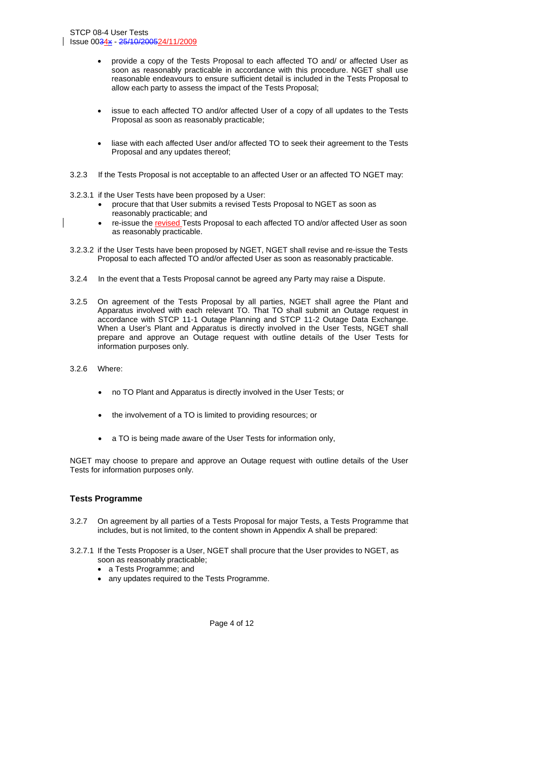- provide a copy of the Tests Proposal to each affected TO and/ or affected User as soon as reasonably practicable in accordance with this procedure. NGET shall use reasonable endeavours to ensure sufficient detail is included in the Tests Proposal to allow each party to assess the impact of the Tests Proposal;

- issue to each affected TO and/or affected User of a copy of all updates to the Tests Proposal as soon as reasonably practicable;

- liase with each affected User and/or affected TO to seek their agreement to the Tests Proposal and any updates thereof;

3.2.3 If the Tests Proposal is not acceptable to an affected User or an affected TO NGET may:

3.2.3.1 if the User Tests have been proposed by a User:
- procure that that User submits a revised Tests Proposal to NGET as soon as reasonably practicable; and
- re-issue the revised Tests Proposal to each affected TO and/or affected User as soon as reasonably practicable.

3.2.3.2 if the User Tests have been proposed by NGET, NGET shall revise and re-issue the Tests Proposal to each affected TO and/or affected User as soon as reasonably practicable.

3.2.4 In the event that a Tests Proposal cannot be agreed any Party may raise a Dispute.

3.2.5 On agreement of the Tests Proposal by all parties, NGET shall agree the Plant and Apparatus involved with each relevant TO. That TO shall submit an Outage request in accordance with STCP 11-1 Outage Planning and STCP 11-2 Outage Data Exchange. When a User's Plant and Apparatus is directly involved in the User Tests, NGET shall prepare and approve an Outage request with outline details of the User Tests for information purposes only.

3.2.6 Where:

- no TO Plant and Apparatus is directly involved in the User Tests; or

- the involvement of a TO is limited to providing resources; or

- a TO is being made aware of the User Tests for information only,

NGET may choose to prepare and approve an Outage request with outline details of the User Tests for information purposes only.

### Tests Programme

3.2.7 On agreement by all parties of a Tests Proposal for major Tests, a Tests Programme that includes, but is not limited, to the content shown in Appendix A shall be prepared:

3.2.7.1 If the Tests Proposer is a User, NGET shall procure that the User provides to NGET, as soon as reasonably practicable;
- a Tests Programme; and
- any updates required to the Tests Programme.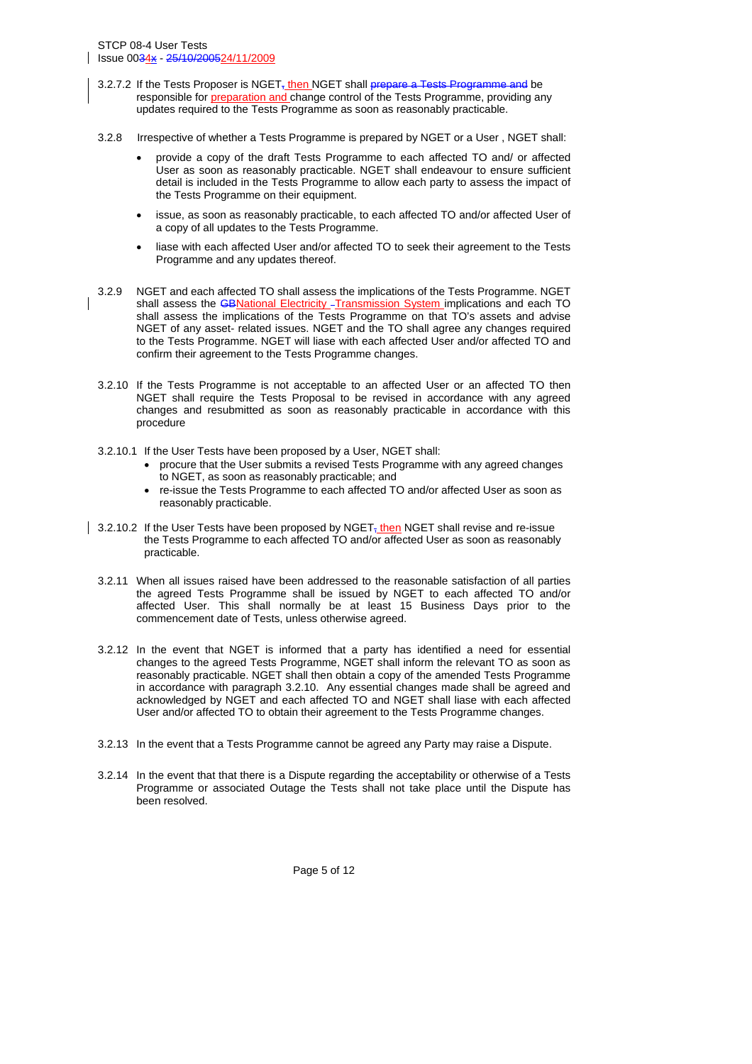3.2.7.2 If the Tests Proposer is NGET~~,~~ then NGET shall ~~prepare a Tests Programme and~~ be responsible for preparation and change control of the Tests Programme, providing any updates required to the Tests Programme as soon as reasonably practicable.

3.2.8 Irrespective of whether a Tests Programme is prepared by NGET or a User , NGET shall:

- provide a copy of the draft Tests Programme to each affected TO and/ or affected User as soon as reasonably practicable. NGET shall endeavour to ensure sufficient detail is included in the Tests Programme to allow each party to assess the impact of the Tests Programme on their equipment.
- issue, as soon as reasonably practicable, to each affected TO and/or affected User of a copy of all updates to the Tests Programme.
- liase with each affected User and/or affected TO to seek their agreement to the Tests Programme and any updates thereof.

3.2.9 NGET and each affected TO shall assess the implications of the Tests Programme. NGET shall assess the ~~GB~~National Electricity Transmission System implications and each TO shall assess the implications of the Tests Programme on that TO's assets and advise NGET of any asset- related issues. NGET and the TO shall agree any changes required to the Tests Programme. NGET will liase with each affected User and/or affected TO and confirm their agreement to the Tests Programme changes.

3.2.10 If the Tests Programme is not acceptable to an affected User or an affected TO then NGET shall require the Tests Proposal to be revised in accordance with any agreed changes and resubmitted as soon as reasonably practicable in accordance with this procedure

3.2.10.1 If the User Tests have been proposed by a User, NGET shall:

- procure that the User submits a revised Tests Programme with any agreed changes to NGET, as soon as reasonably practicable; and
- re-issue the Tests Programme to each affected TO and/or affected User as soon as reasonably practicable.

3.2.10.2 If the User Tests have been proposed by NGET~~,~~ then NGET shall revise and re-issue the Tests Programme to each affected TO and/or affected User as soon as reasonably practicable.

3.2.11 When all issues raised have been addressed to the reasonable satisfaction of all parties the agreed Tests Programme shall be issued by NGET to each affected TO and/or affected User. This shall normally be at least 15 Business Days prior to the commencement date of Tests, unless otherwise agreed.

3.2.12 In the event that NGET is informed that a party has identified a need for essential changes to the agreed Tests Programme, NGET shall inform the relevant TO as soon as reasonably practicable. NGET shall then obtain a copy of the amended Tests Programme in accordance with paragraph 3.2.10. Any essential changes made shall be agreed and acknowledged by NGET and each affected TO and NGET shall liase with each affected User and/or affected TO to obtain their agreement to the Tests Programme changes.

3.2.13 In the event that a Tests Programme cannot be agreed any Party may raise a Dispute.

3.2.14 In the event that that there is a Dispute regarding the acceptability or otherwise of a Tests Programme or associated Outage the Tests shall not take place until the Dispute has been resolved.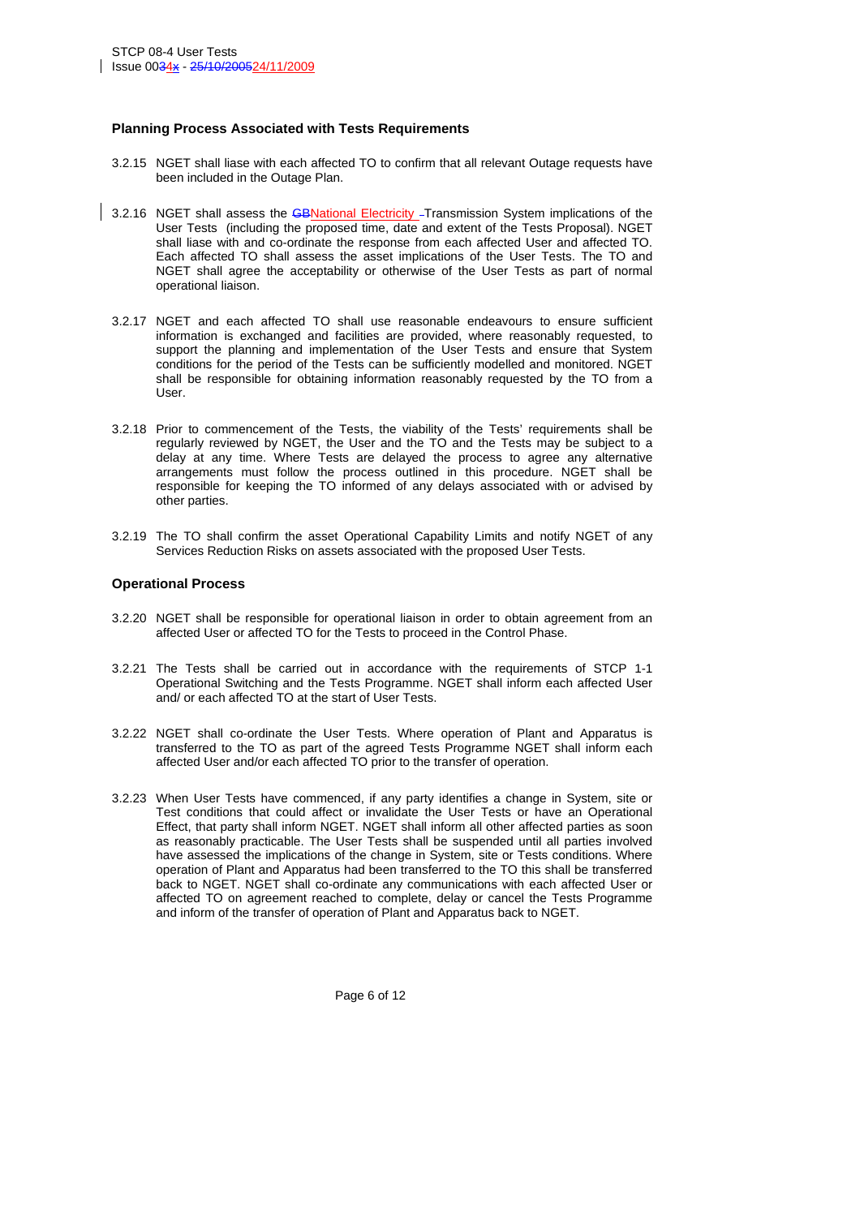### Planning Process Associated with Tests Requirements

3.2.15 NGET shall liase with each affected TO to confirm that all relevant Outage requests have been included in the Outage Plan.

3.2.16 NGET shall assess the ~~GB~~National Electricity Transmission System implications of the User Tests (including the proposed time, date and extent of the Tests Proposal). NGET shall liase with and co-ordinate the response from each affected User and affected TO. Each affected TO shall assess the asset implications of the User Tests. The TO and NGET shall agree the acceptability or otherwise of the User Tests as part of normal operational liaison.

3.2.17 NGET and each affected TO shall use reasonable endeavours to ensure sufficient information is exchanged and facilities are provided, where reasonably requested, to support the planning and implementation of the User Tests and ensure that System conditions for the period of the Tests can be sufficiently modelled and monitored. NGET shall be responsible for obtaining information reasonably requested by the TO from a User.

3.2.18 Prior to commencement of the Tests, the viability of the Tests' requirements shall be regularly reviewed by NGET, the User and the TO and the Tests may be subject to a delay at any time. Where Tests are delayed the process to agree any alternative arrangements must follow the process outlined in this procedure. NGET shall be responsible for keeping the TO informed of any delays associated with or advised by other parties.

3.2.19 The TO shall confirm the asset Operational Capability Limits and notify NGET of any Services Reduction Risks on assets associated with the proposed User Tests.

### Operational Process

3.2.20 NGET shall be responsible for operational liaison in order to obtain agreement from an affected User or affected TO for the Tests to proceed in the Control Phase.

3.2.21 The Tests shall be carried out in accordance with the requirements of STCP 1-1 Operational Switching and the Tests Programme. NGET shall inform each affected User and/ or each affected TO at the start of User Tests.

3.2.22 NGET shall co-ordinate the User Tests. Where operation of Plant and Apparatus is transferred to the TO as part of the agreed Tests Programme NGET shall inform each affected User and/or each affected TO prior to the transfer of operation.

3.2.23 When User Tests have commenced, if any party identifies a change in System, site or Test conditions that could affect or invalidate the User Tests or have an Operational Effect, that party shall inform NGET. NGET shall inform all other affected parties as soon as reasonably practicable. The User Tests shall be suspended until all parties involved have assessed the implications of the change in System, site or Tests conditions. Where operation of Plant and Apparatus had been transferred to the TO this shall be transferred back to NGET. NGET shall co-ordinate any communications with each affected User or affected TO on agreement reached to complete, delay or cancel the Tests Programme and inform of the transfer of operation of Plant and Apparatus back to NGET.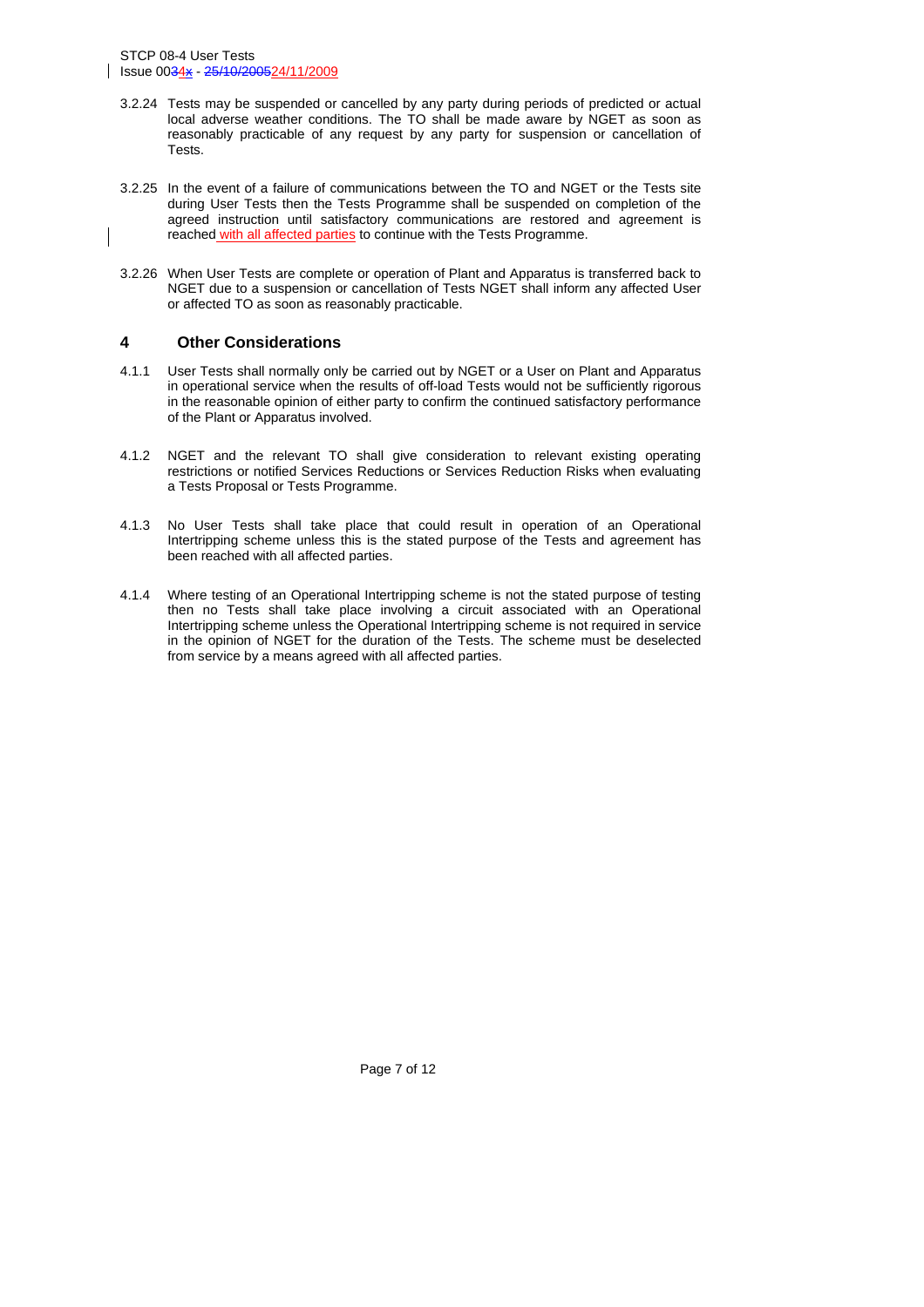3.2.24 Tests may be suspended or cancelled by any party during periods of predicted or actual local adverse weather conditions. The TO shall be made aware by NGET as soon as reasonably practicable of any request by any party for suspension or cancellation of Tests.

3.2.25 In the event of a failure of communications between the TO and NGET or the Tests site during User Tests then the Tests Programme shall be suspended on completion of the agreed instruction until satisfactory communications are restored and agreement is reached with all affected parties to continue with the Tests Programme.

3.2.26 When User Tests are complete or operation of Plant and Apparatus is transferred back to NGET due to a suspension or cancellation of Tests NGET shall inform any affected User or affected TO as soon as reasonably practicable.

## 4 Other Considerations

4.1.1 User Tests shall normally only be carried out by NGET or a User on Plant and Apparatus in operational service when the results of off-load Tests would not be sufficiently rigorous in the reasonable opinion of either party to confirm the continued satisfactory performance of the Plant or Apparatus involved.

4.1.2 NGET and the relevant TO shall give consideration to relevant existing operating restrictions or notified Services Reductions or Services Reduction Risks when evaluating a Tests Proposal or Tests Programme.

4.1.3 No User Tests shall take place that could result in operation of an Operational Intertripping scheme unless this is the stated purpose of the Tests and agreement has been reached with all affected parties.

4.1.4 Where testing of an Operational Intertripping scheme is not the stated purpose of testing then no Tests shall take place involving a circuit associated with an Operational Intertripping scheme unless the Operational Intertripping scheme is not required in service in the opinion of NGET for the duration of the Tests. The scheme must be deselected from service by a means agreed with all affected parties.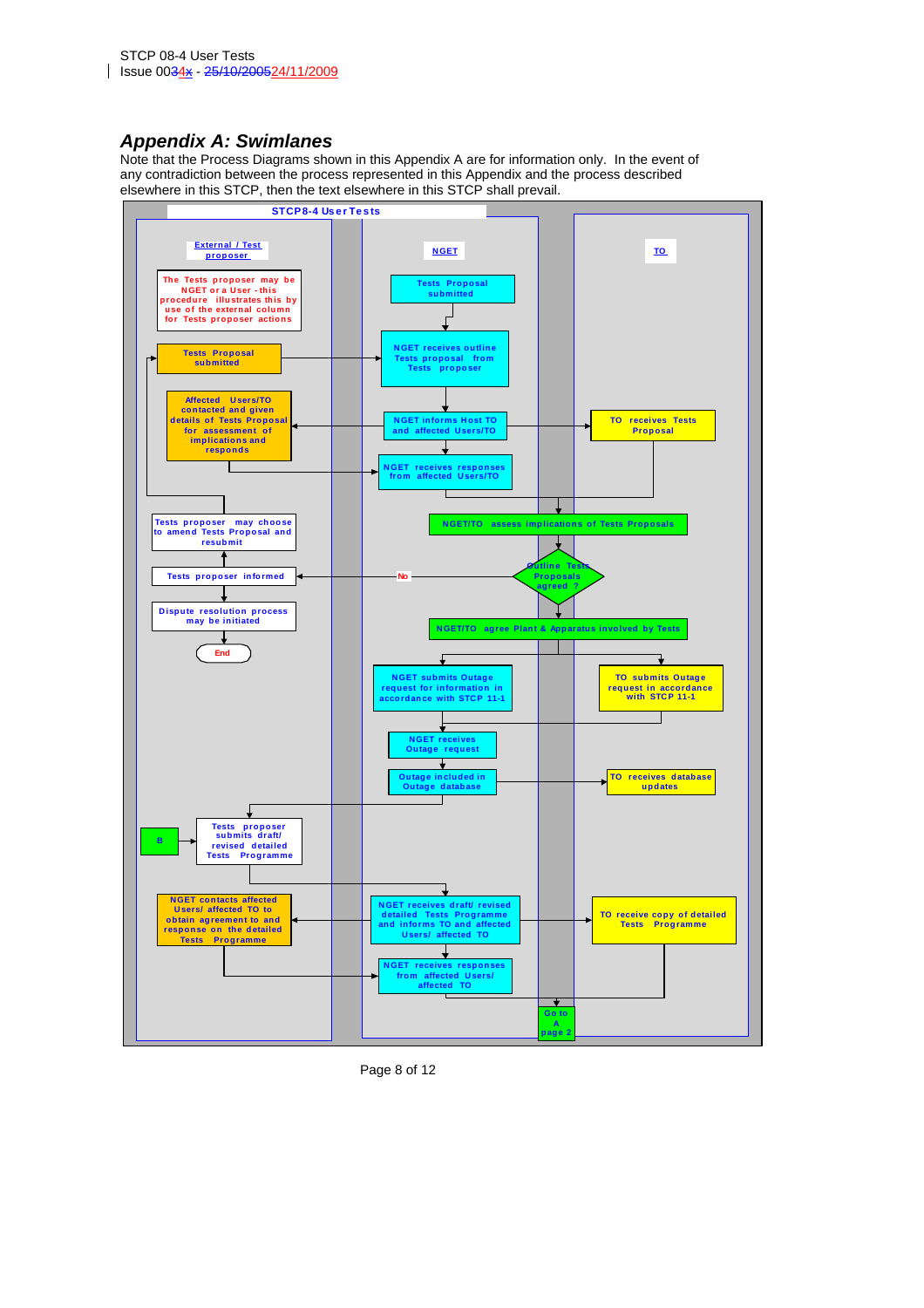# Appendix A: Swimlanes

Note that the Process Diagrams shown in this Appendix A are for information only. In the event of any contradiction between the process represented in this Appendix and the process described elsewhere in this STCP, then the text elsewhere in this STCP shall prevail.

**STCP8-4 User Tests**

| External / Test proposer | NGET | TO |
| --- | --- | --- |
| The Tests proposer may be NGET or a User - this procedure illustrates this by use of the external column for Tests proposer actions | Tests Proposal submitted | |
| Tests Proposal submitted | NGET receives outline Tests proposal from Tests proposer | |
| Affected Users/TO contacted and given details of Tests Proposal for assessment of implications and responds | NGET informs Host TO and affected Users/TO | TO receives Tests Proposal |
| | NGET receives responses from affected Users/TO | |
| | NGET/TO assess implications of Tests Proposals | |
| Tests proposer may choose to amend Tests Proposal and resubmit | Outline Tests Proposals agreed ? | |
| Tests proposer informed | No | |
| Dispute resolution process may be initiated | NGET/TO agree Plant & Apparatus involved by Tests | |
| End | NGET submits Outage request for information in accordance with STCP 11-1 | TO submits Outage request in accordance with STCP 11-1 |
| | NGET receives Outage request | |
| | Outage included in Outage database | TO receives database updates |
| B → Tests proposer submits draft/ revised detailed Tests Programme | | |
| NGET contacts affected Users/ affected TO to obtain agreement to and response on the detailed Tests Programme | NGET receives draft/ revised detailed Tests Programme and informs TO and affected Users/ affected TO | TO receive copy of detailed Tests Programme |
| | NGET receives responses from affected Users/ affected TO | |
| | Go to A page 2 | |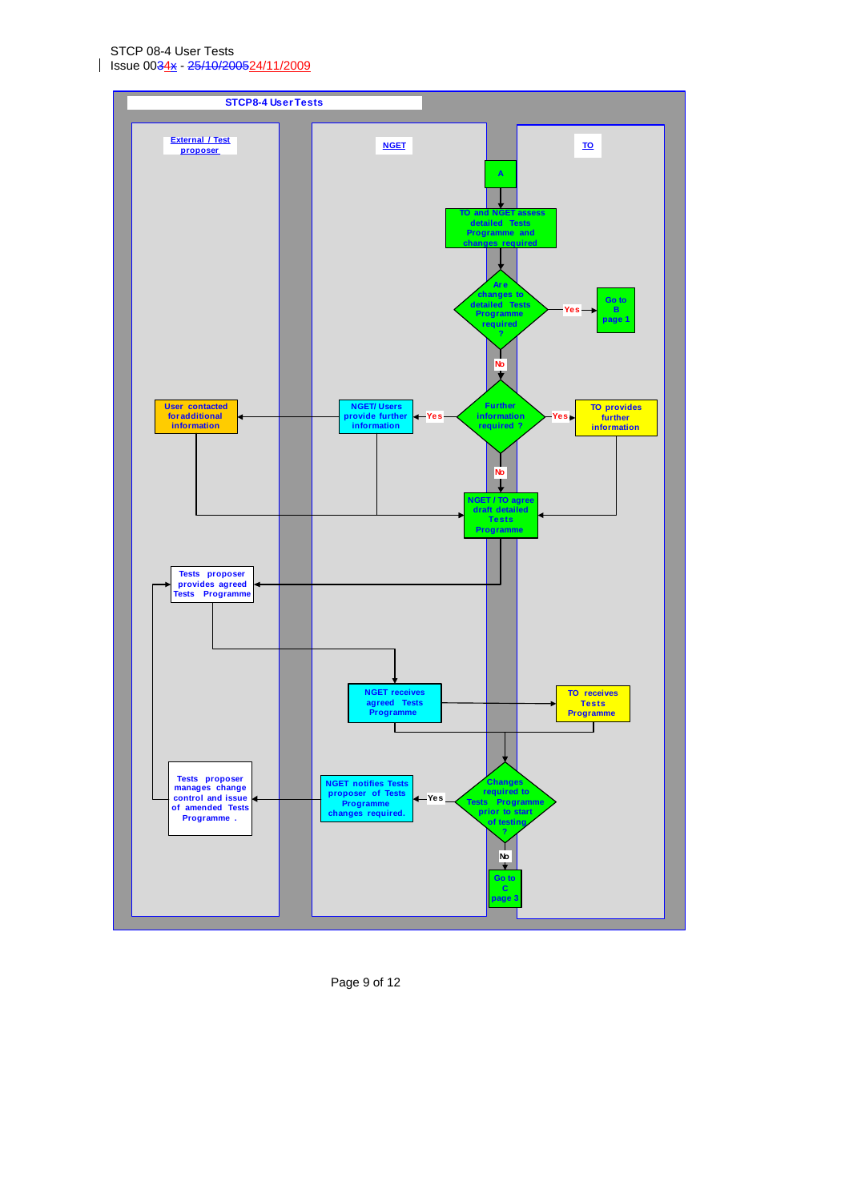**STCP8-4 User Tests**

| External / Test proposer | NGET | TO |
|---|---|---|

A

TO and NGET assess detailed Tests Programme and changes required

Are changes to detailed Tests Programme required ?

Yes → Go to B page 1

No

Further information required ?

Yes → NGET/ Users provide further information → User contacted for additional information

Yes → TO provides further information

No

NGET / TO agree draft detailed Tests Programme

Tests proposer provides agreed Tests Programme

NGET receives agreed Tests Programme

TO receives Tests Programme

Changes required to Tests Programme prior to start of testing ?

Yes → NGET notifies Tests proposer of Tests Programme changes required. → Tests proposer manages change control and issue of amended Tests Programme .

No → Go to C page 3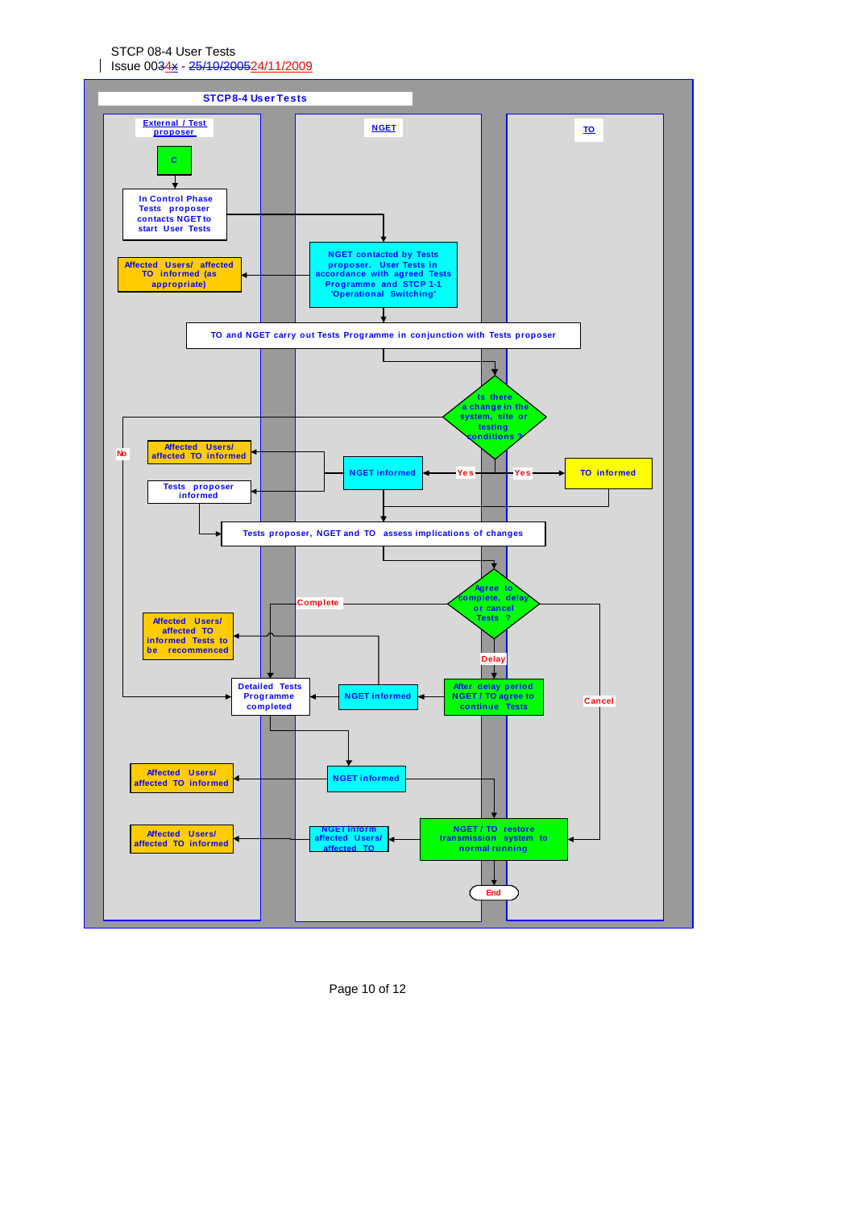# STCP8-4 User Tests

**External / Test proposer** | **NGET** | **TO**

C

In Control Phase Tests proposer contacts NGET to start User Tests

NGET contacted by Tests proposer. User Tests in accordance with agreed Tests Programme and STCP 1-1 'Operational Switching'

Affected Users/ affected TO informed (as appropriate)

TO and NGET carry out Tests Programme in conjunction with Tests proposer

Is there a change in the system, site or testing conditions ?

No

Yes

Yes

NGET informed

TO informed

Affected Users/ affected TO informed

Tests proposer informed

Tests proposer, NGET and TO assess implications of changes

Agree to complete, delay or cancel Tests ?

Complete

Delay

Cancel

Affected Users/ affected TO informed Tests to be recommenced

After delay period NGET / TO agree to continue Tests

NGET informed

Detailed Tests Programme completed

NGET informed

Affected Users/ affected TO informed

NGET / TO restore transmission system to normal running

NGET inform affected Users/ affected TO

Affected Users/ affected TO informed

End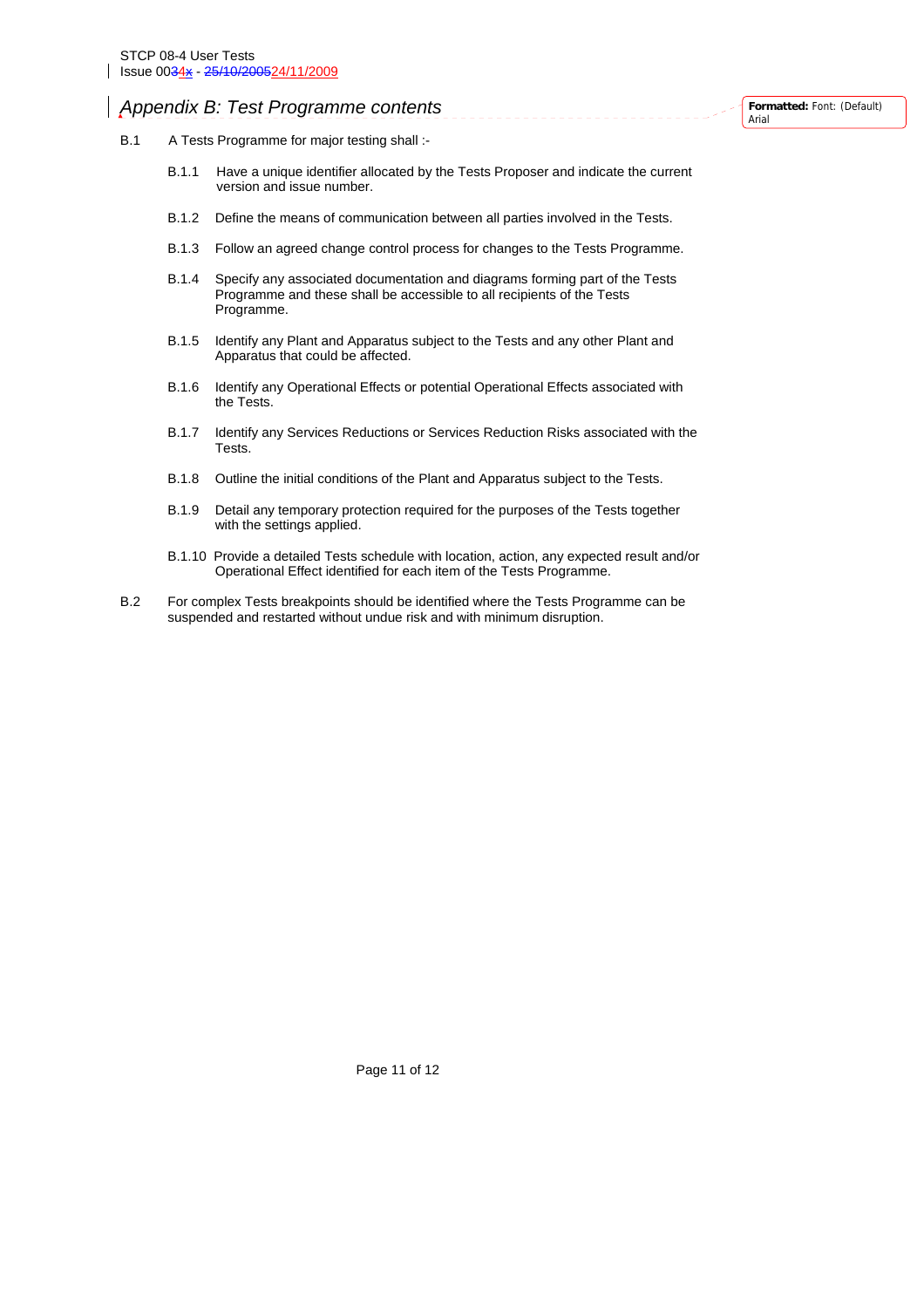## *Appendix B: Test Programme contents*

B.1 A Tests Programme for major testing shall :-

B.1.1 Have a unique identifier allocated by the Tests Proposer and indicate the current version and issue number.

B.1.2 Define the means of communication between all parties involved in the Tests.

B.1.3 Follow an agreed change control process for changes to the Tests Programme.

B.1.4 Specify any associated documentation and diagrams forming part of the Tests Programme and these shall be accessible to all recipients of the Tests Programme.

B.1.5 Identify any Plant and Apparatus subject to the Tests and any other Plant and Apparatus that could be affected.

B.1.6 Identify any Operational Effects or potential Operational Effects associated with the Tests.

B.1.7 Identify any Services Reductions or Services Reduction Risks associated with the Tests.

B.1.8 Outline the initial conditions of the Plant and Apparatus subject to the Tests.

B.1.9 Detail any temporary protection required for the purposes of the Tests together with the settings applied.

B.1.10 Provide a detailed Tests schedule with location, action, any expected result and/or Operational Effect identified for each item of the Tests Programme.

B.2 For complex Tests breakpoints should be identified where the Tests Programme can be suspended and restarted without undue risk and with minimum disruption.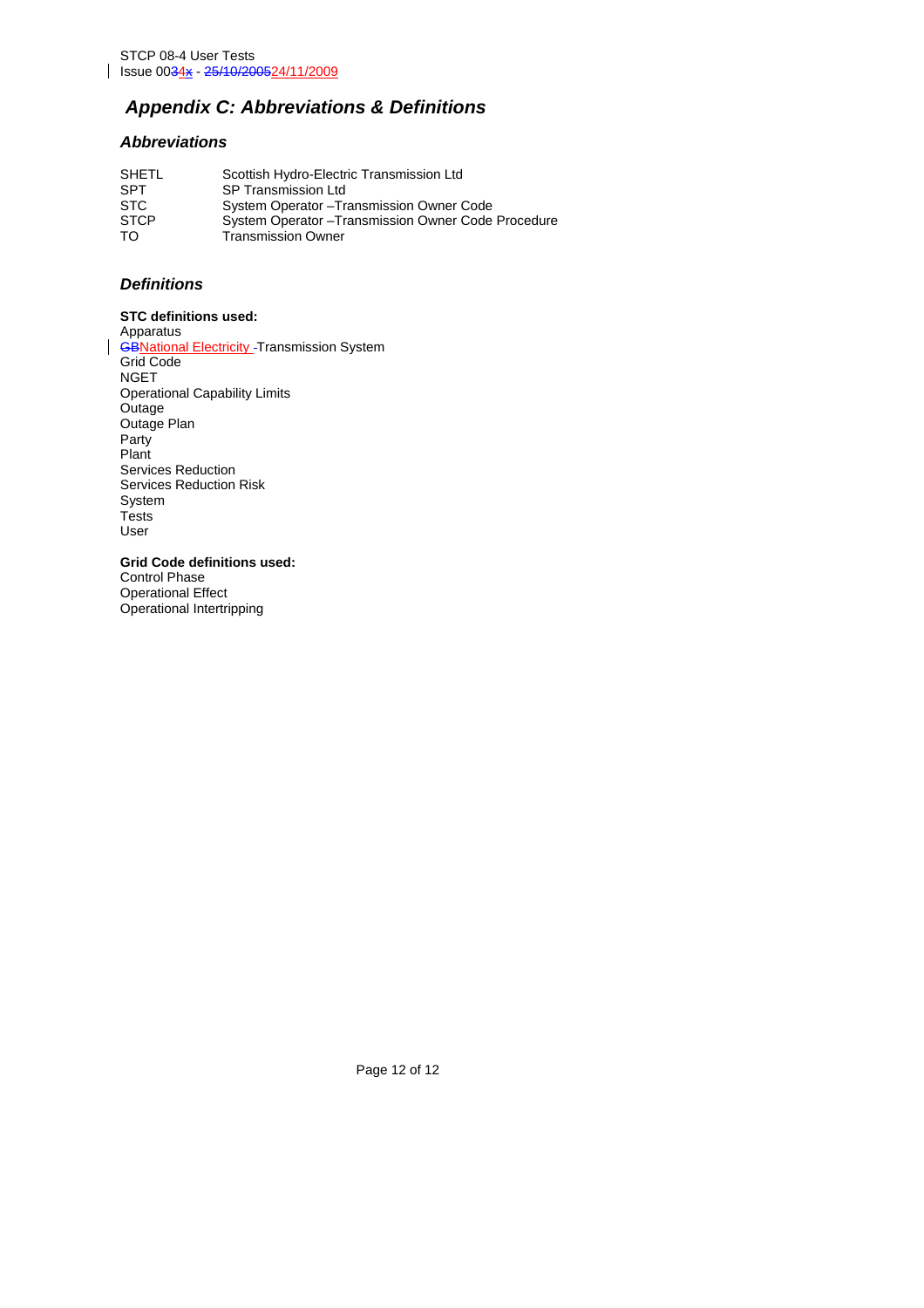# Appendix C: Abbreviations & Definitions

## Abbreviations

| | |
|---|---|
| SHETL | Scottish Hydro-Electric Transmission Ltd |
| SPT | SP Transmission Ltd |
| STC | System Operator –Transmission Owner Code |
| STCP | System Operator –Transmission Owner Code Procedure |
| TO | Transmission Owner |

## Definitions

**STC definitions used:**
Apparatus
National Electricity Transmission System
Grid Code
NGET
Operational Capability Limits
Outage
Outage Plan
Party
Plant
Services Reduction
Services Reduction Risk
System
Tests
User

**Grid Code definitions used:**
Control Phase
Operational Effect
Operational Intertripping